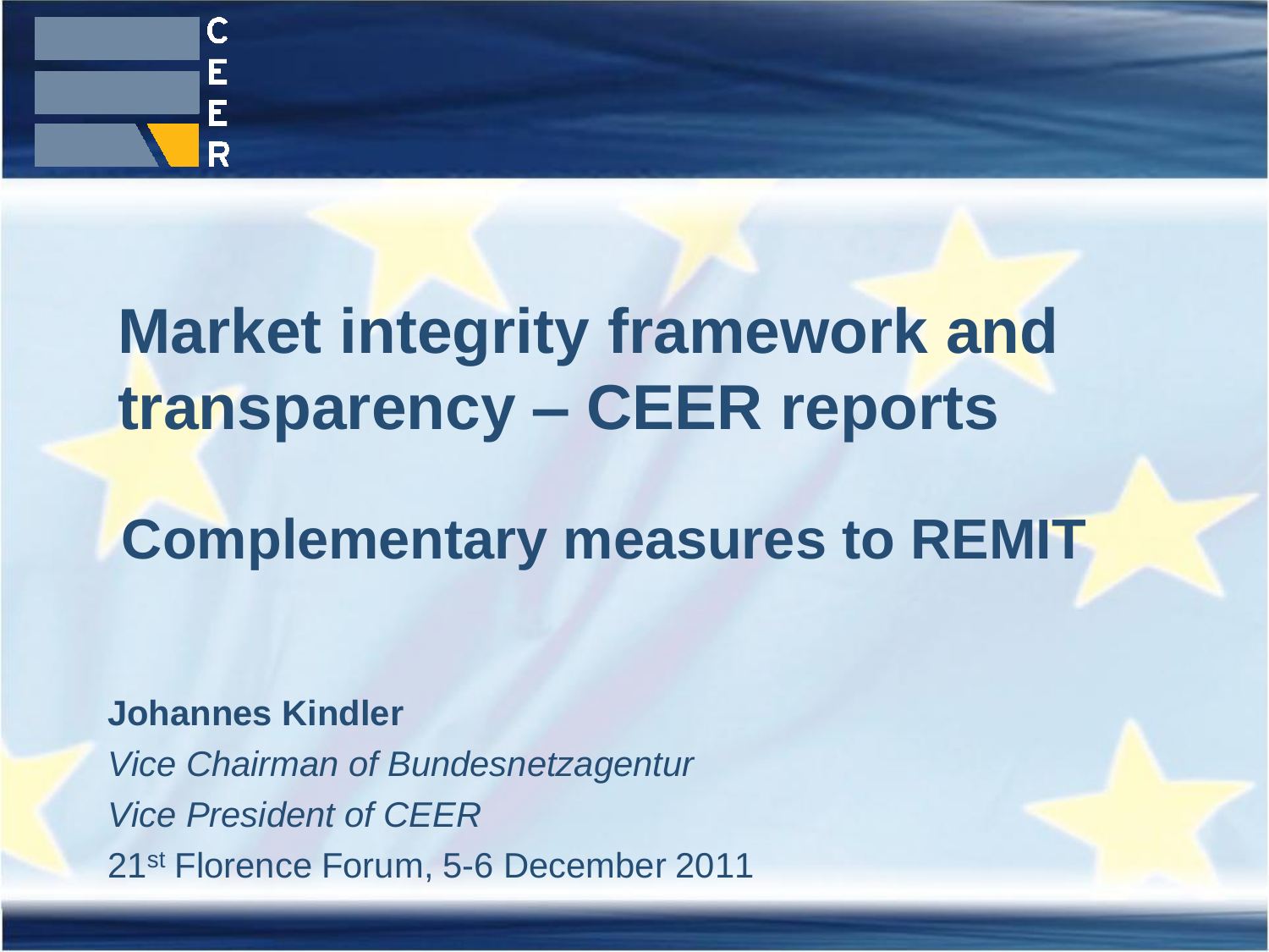# Market integrity framework and transparency – CEER reports

## Complementary measures to REMIT

**Johannes Kindler**

*Vice Chairman of Bundesnetzagentur*

*Vice President of CEER*

21st Florence Forum, 5-6 December 2011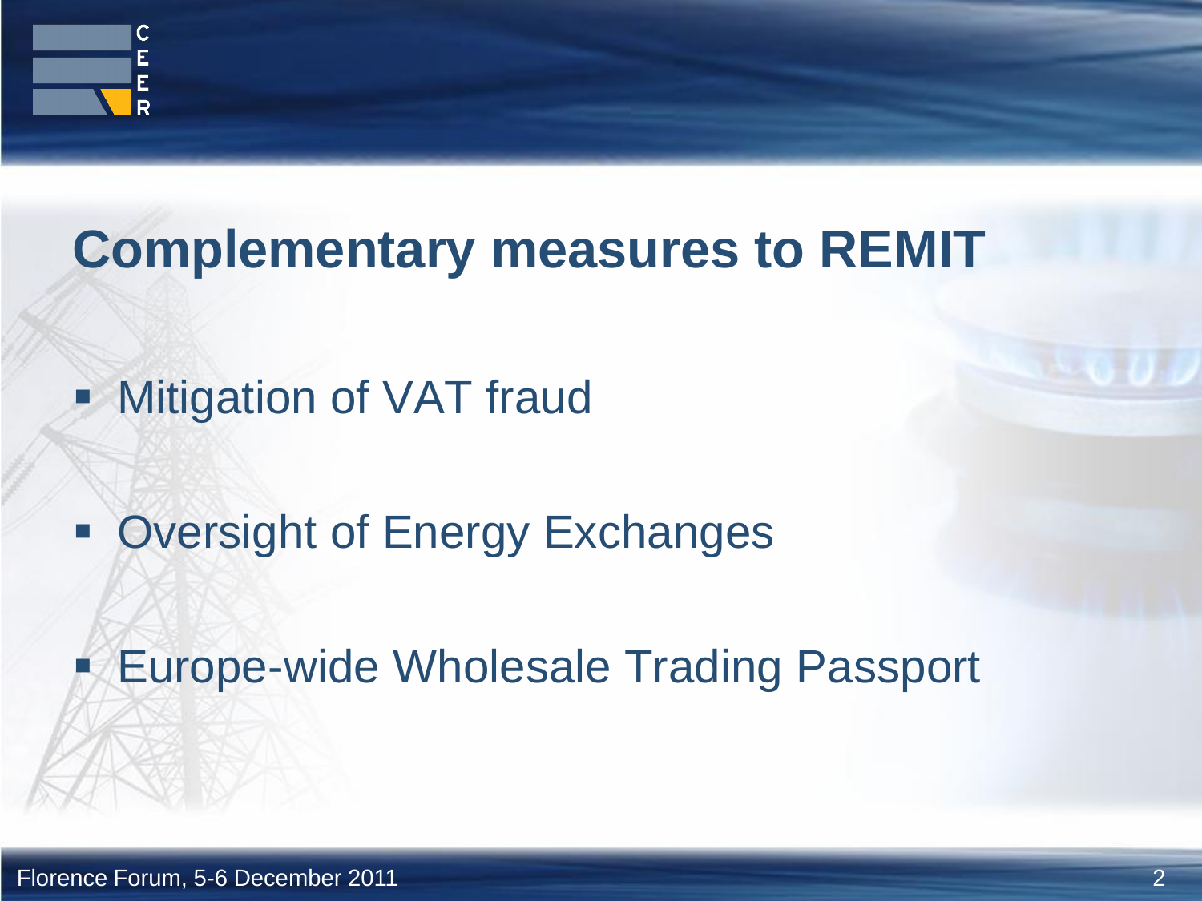# Complementary measures to REMIT

- Mitigation of VAT fraud
- Oversight of Energy Exchanges
- Europe-wide Wholesale Trading Passport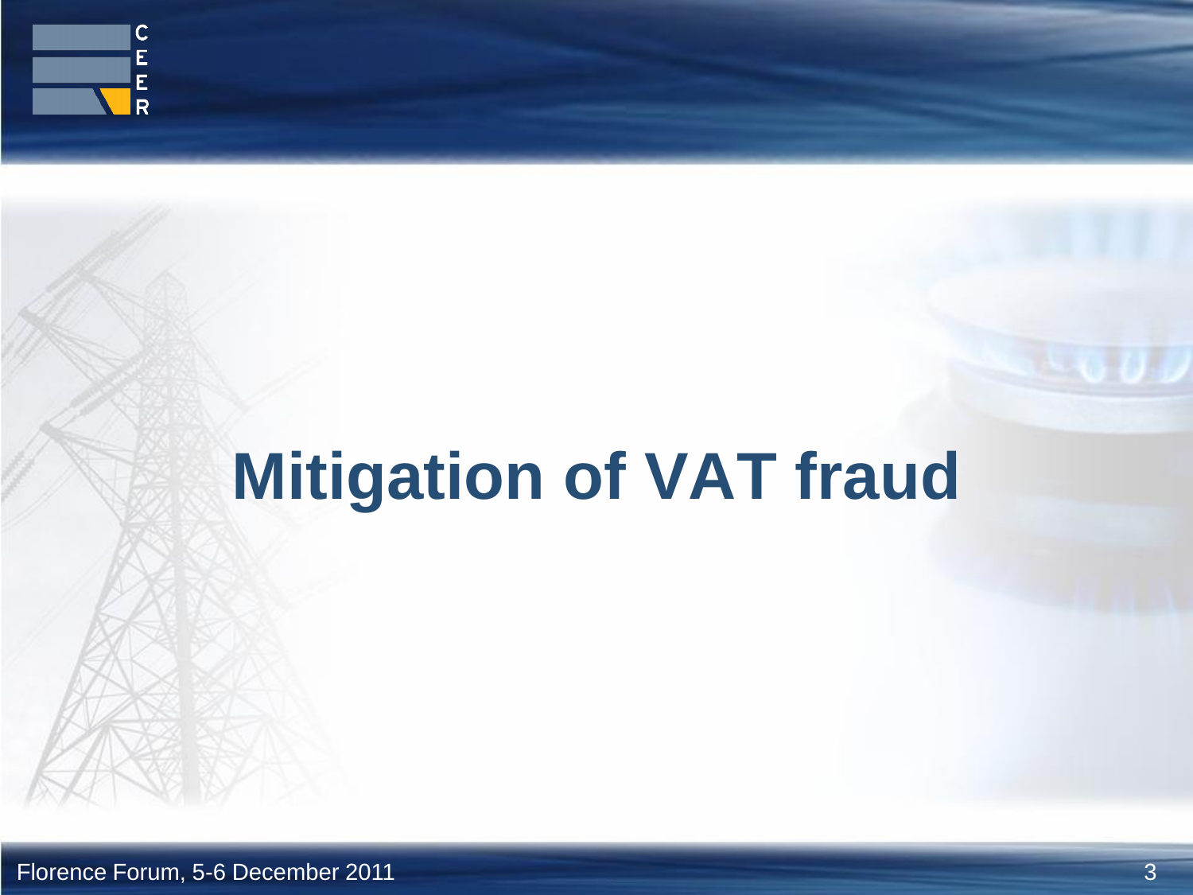# Mitigation of VAT fraud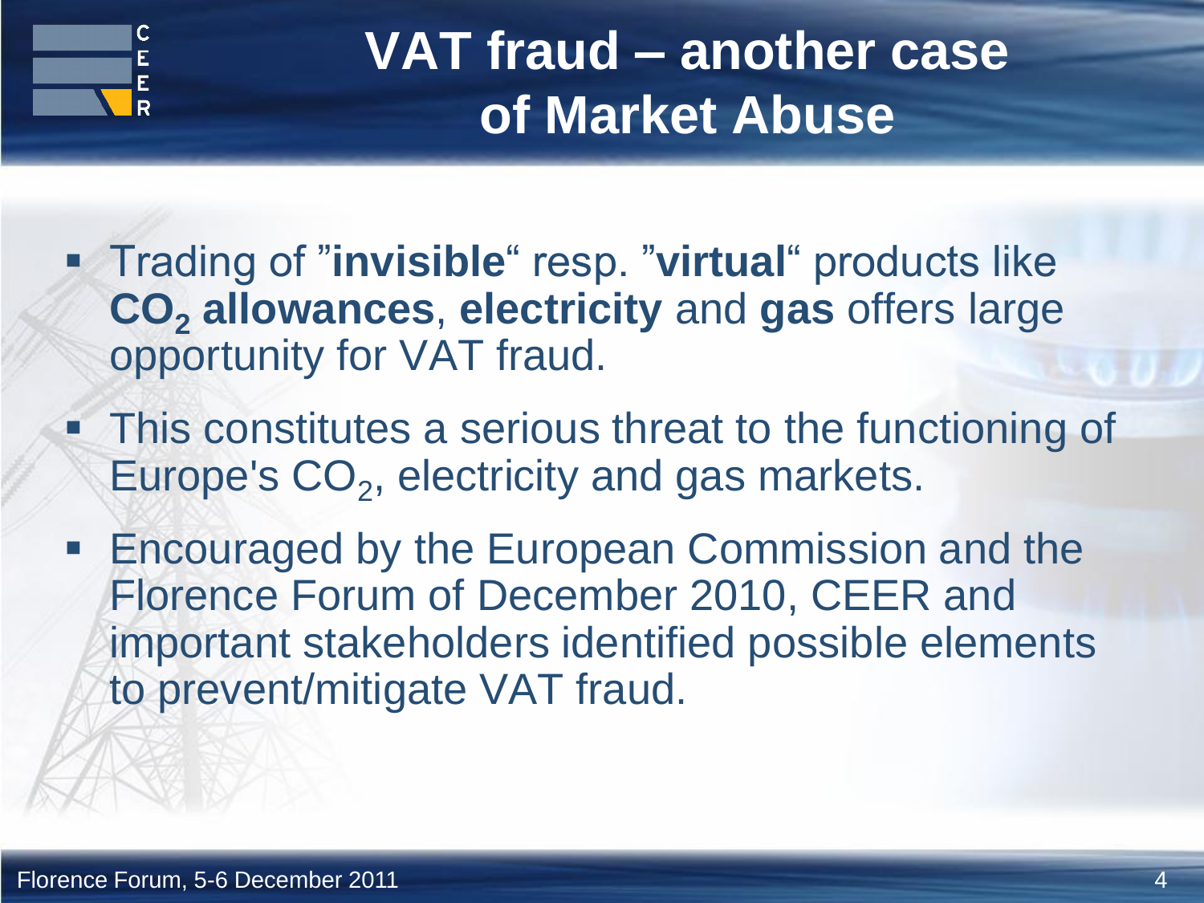# VAT fraud – another case of Market Abuse

- Trading of ”**invisible**“ resp. ”**virtual**“ products like **$CO_2$ allowances**, **electricity** and **gas** offers large opportunity for VAT fraud.
- This constitutes a serious threat to the functioning of Europe's $CO_2$, electricity and gas markets.
- Encouraged by the European Commission and the Florence Forum of December 2010, CEER and important stakeholders identified possible elements to prevent/mitigate VAT fraud.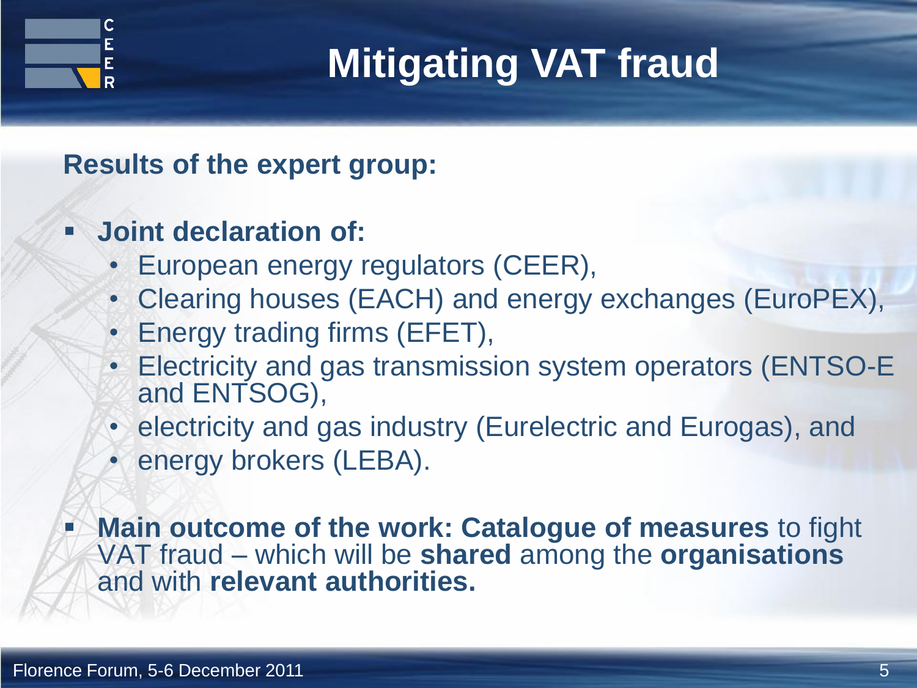# Mitigating VAT fraud

**Results of the expert group:**

- **Joint declaration of:**
  - European energy regulators (CEER),
  - Clearing houses (EACH) and energy exchanges (EuroPEX),
  - Energy trading firms (EFET),
  - Electricity and gas transmission system operators (ENTSO-E and ENTSOG),
  - electricity and gas industry (Eurelectric and Eurogas), and
  - energy brokers (LEBA).
- **Main outcome of the work: Catalogue of measures** to fight VAT fraud – which will be **shared** among the **organisations** and with **relevant authorities.**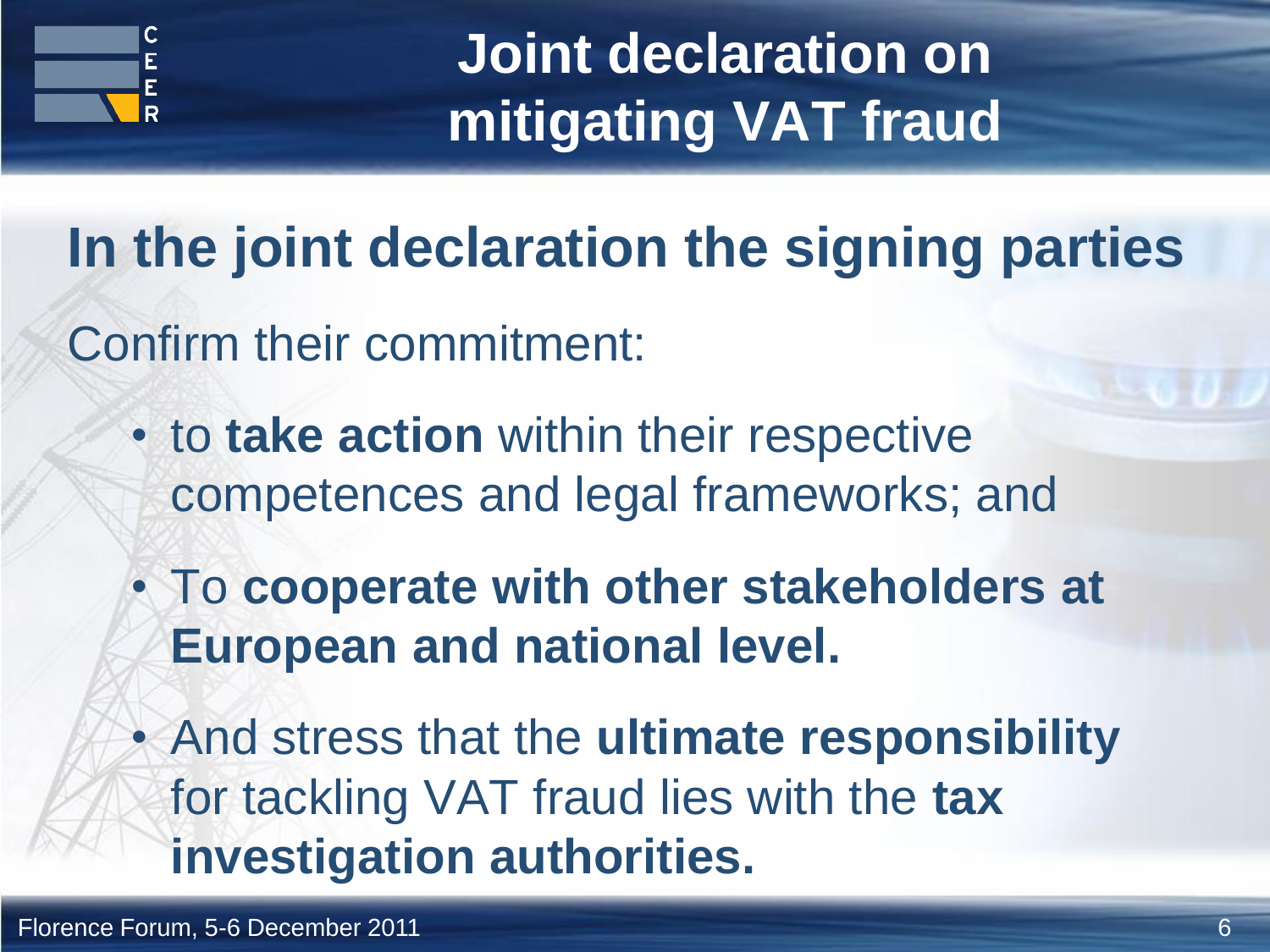# Joint declaration on mitigating VAT fraud

## In the joint declaration the signing parties

Confirm their commitment:

- to **take action** within their respective competences and legal frameworks; and
- To **cooperate with other stakeholders at European and national level.**
- And stress that the **ultimate responsibility** for tackling VAT fraud lies with the **tax investigation authorities.**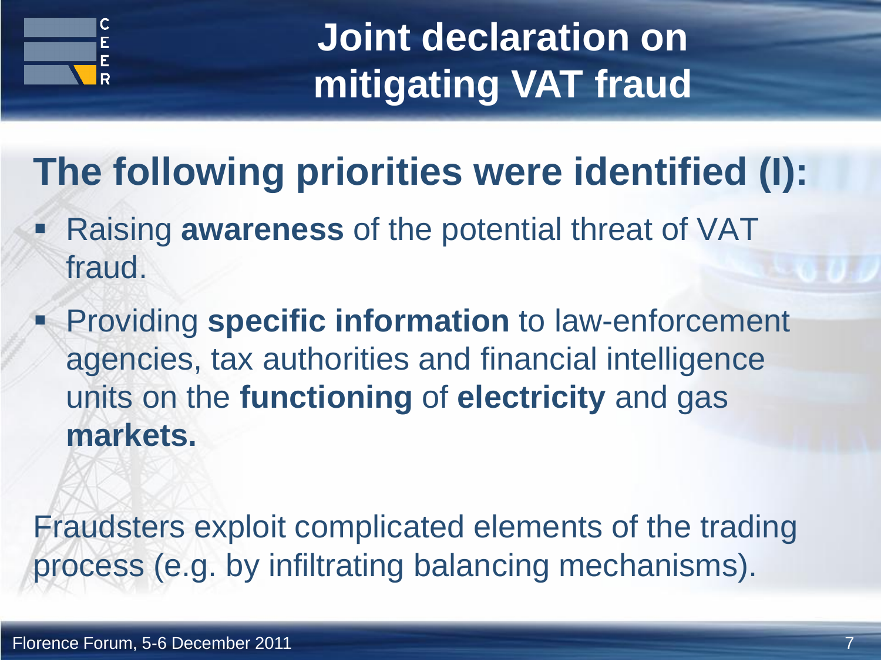# Joint declaration on mitigating VAT fraud

## The following priorities were identified (I):

- Raising **awareness** of the potential threat of VAT fraud.
- Providing **specific information** to law-enforcement agencies, tax authorities and financial intelligence units on the **functioning** of **electricity** and gas **markets.**

Fraudsters exploit complicated elements of the trading process (e.g. by infiltrating balancing mechanisms).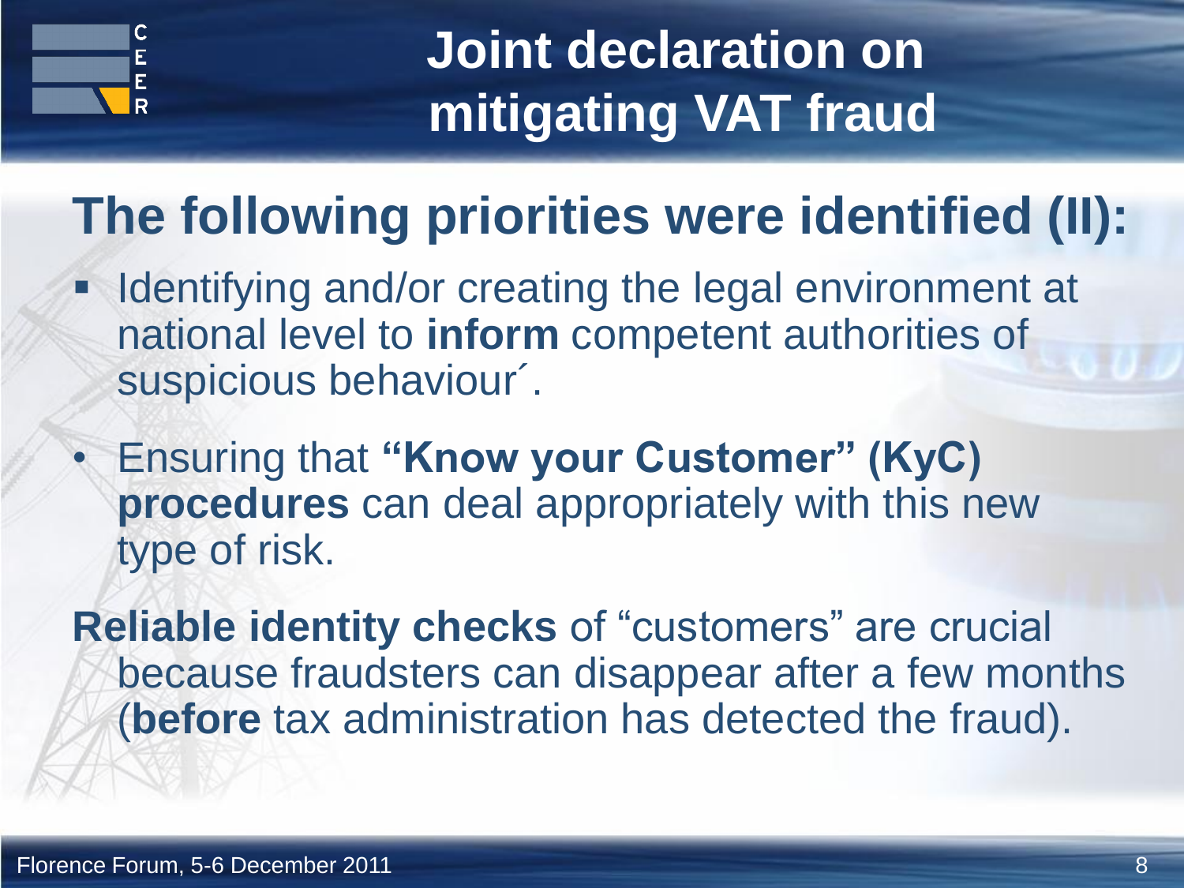# Joint declaration on mitigating VAT fraud

## The following priorities were identified (II):

- Identifying and/or creating the legal environment at national level to **inform** competent authorities of suspicious behaviour´.
- Ensuring that **"Know your Customer" (KyC) procedures** can deal appropriately with this new type of risk.

**Reliable identity checks** of "customers" are crucial because fraudsters can disappear after a few months (**before** tax administration has detected the fraud).

Florence Forum, 5-6 December 2011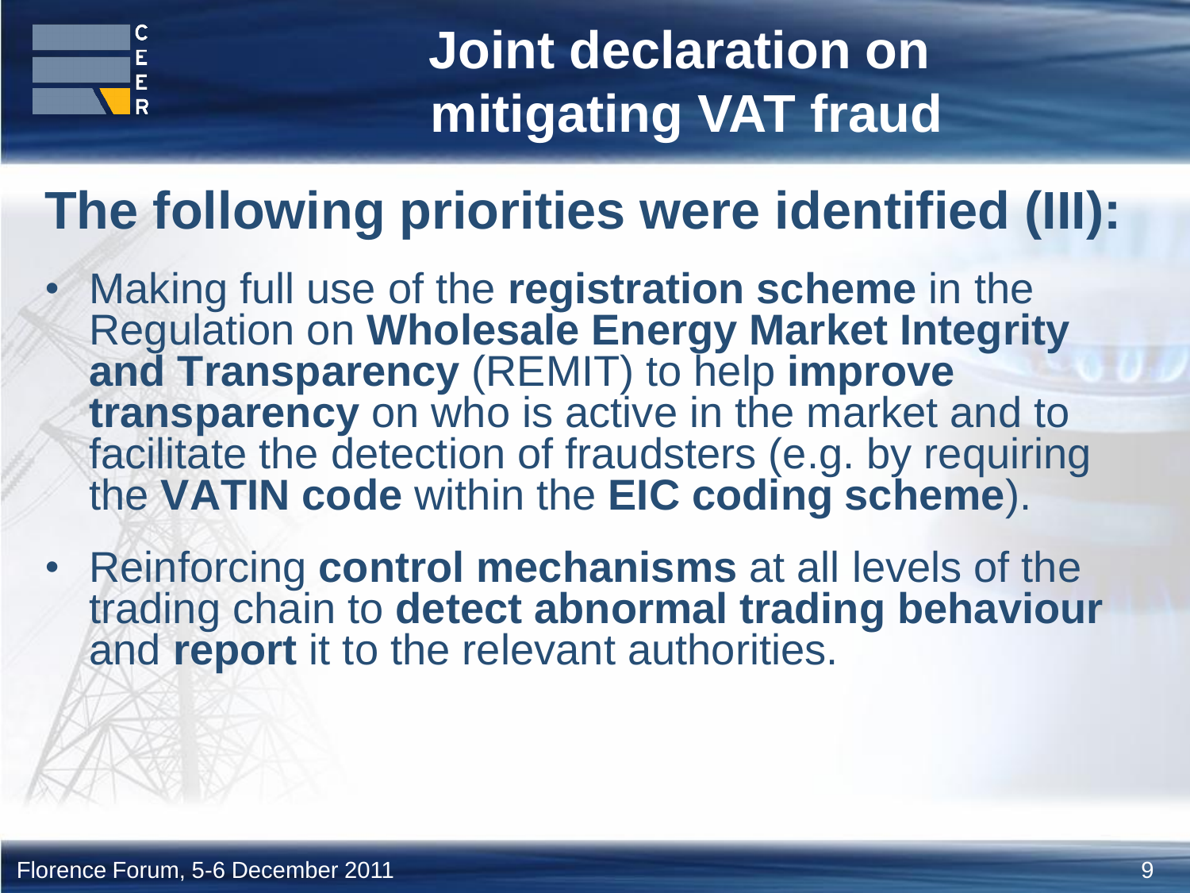# Joint declaration on mitigating VAT fraud

## The following priorities were identified (III):

- Making full use of the **registration scheme** in the Regulation on **Wholesale Energy Market Integrity and Transparency** (REMIT) to help **improve transparency** on who is active in the market and to facilitate the detection of fraudsters (e.g. by requiring the **VATIN code** within the **EIC coding scheme**).
- Reinforcing **control mechanisms** at all levels of the trading chain to **detect abnormal trading behaviour** and **report** it to the relevant authorities.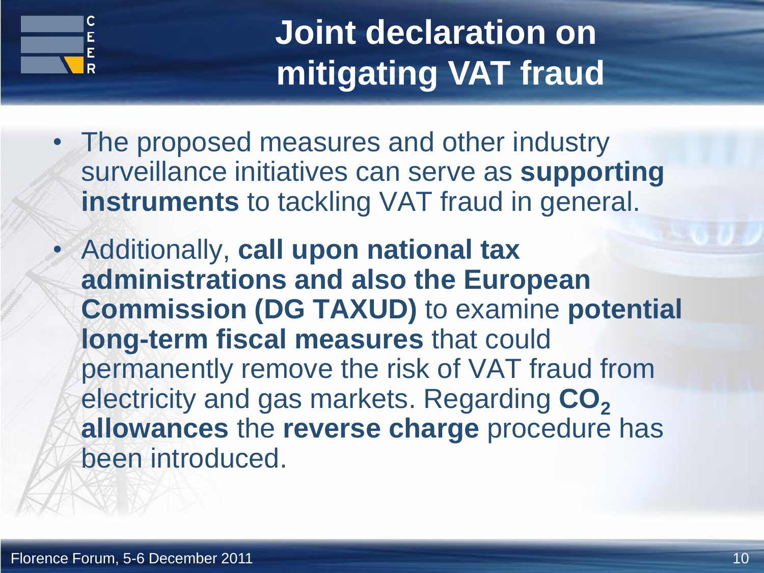# Joint declaration on mitigating VAT fraud

- The proposed measures and other industry surveillance initiatives can serve as **supporting instruments** to tackling VAT fraud in general.
- Additionally, **call upon national tax administrations and also the European Commission (DG TAXUD)** to examine **potential long-term fiscal measures** that could permanently remove the risk of VAT fraud from electricity and gas markets. Regarding **$CO_2$ allowances** the **reverse charge** procedure has been introduced.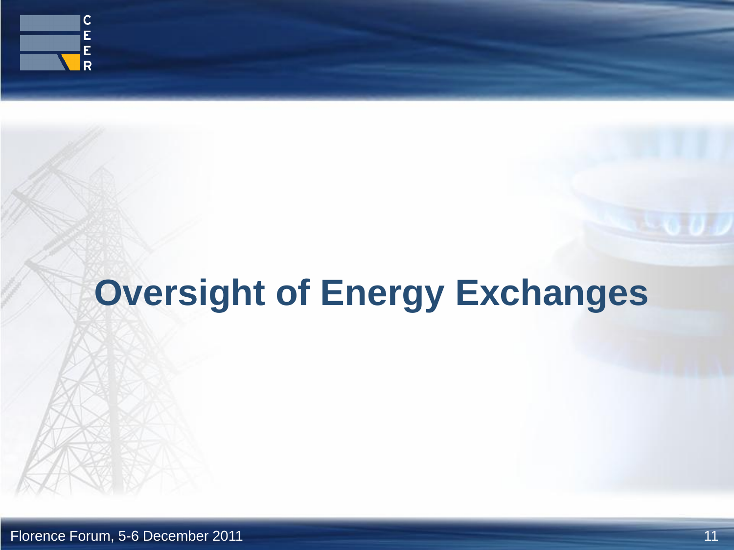# Oversight of Energy Exchanges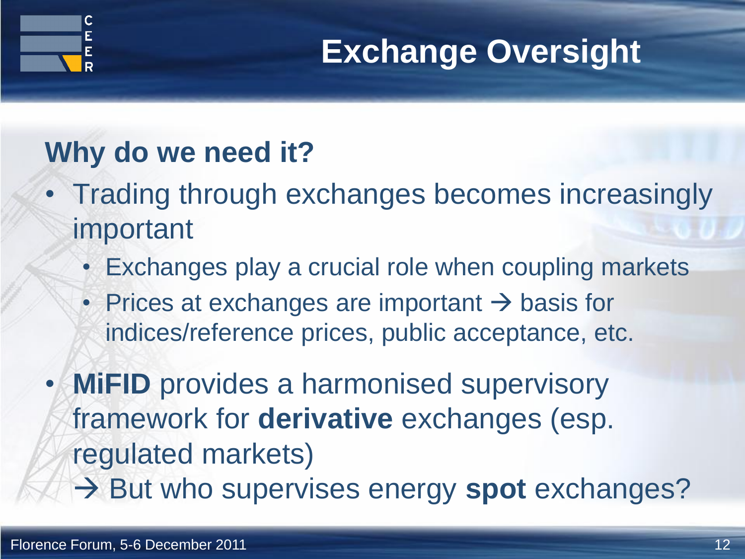# Exchange Oversight

## Why do we need it?

- Trading through exchanges becomes increasingly important
  - Exchanges play a crucial role when coupling markets
  - Prices at exchanges are important → basis for indices/reference prices, public acceptance, etc.
- **MiFID** provides a harmonised supervisory framework for **derivative** exchanges (esp. regulated markets)
  → But who supervises energy **spot** exchanges?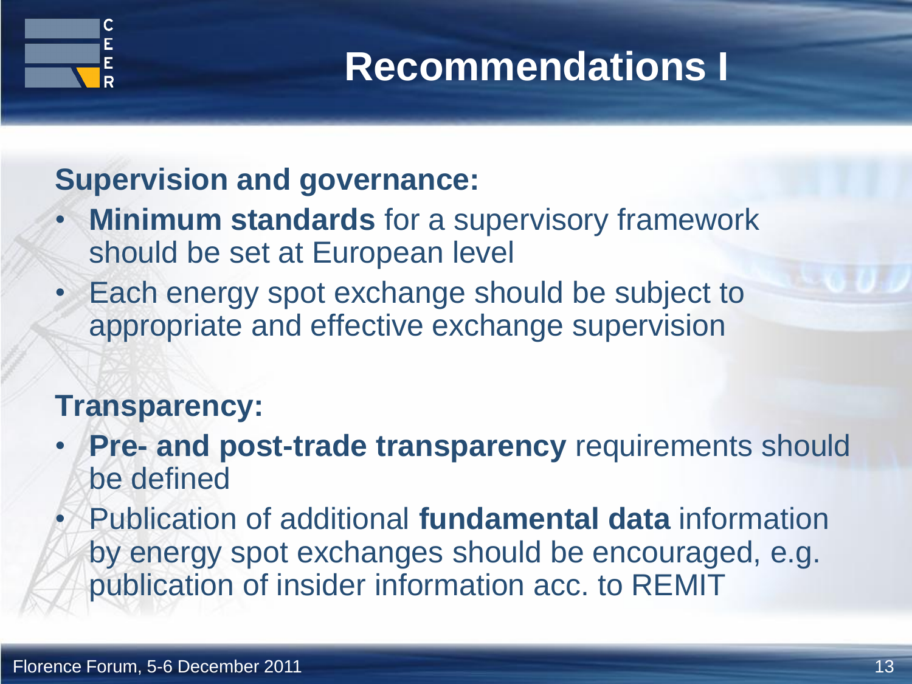# Recommendations I

**Supervision and governance:**

- **Minimum standards** for a supervisory framework should be set at European level
- Each energy spot exchange should be subject to appropriate and effective exchange supervision

**Transparency:**

- **Pre- and post-trade transparency** requirements should be defined
- Publication of additional **fundamental data** information by energy spot exchanges should be encouraged, e.g. publication of insider information acc. to REMIT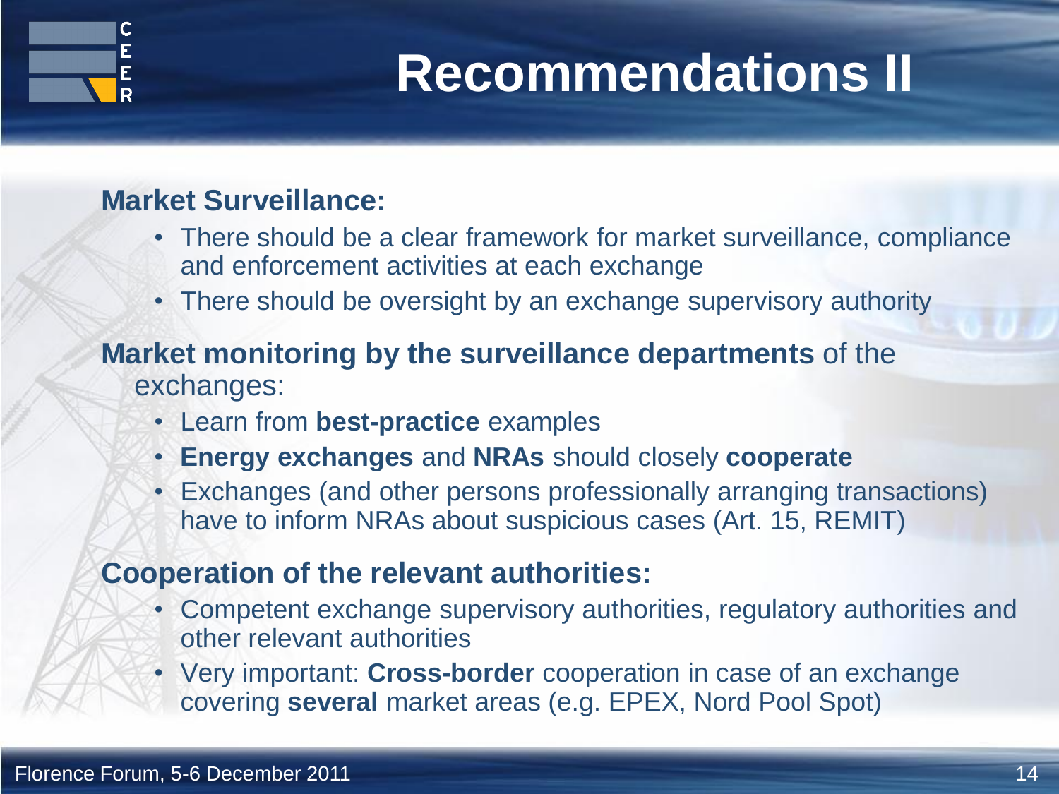# Recommendations II

**Market Surveillance:**

- There should be a clear framework for market surveillance, compliance and enforcement activities at each exchange
- There should be oversight by an exchange supervisory authority

**Market monitoring by the surveillance departments** of the exchanges:

- Learn from **best-practice** examples
- **Energy exchanges** and **NRAs** should closely **cooperate**
- Exchanges (and other persons professionally arranging transactions) have to inform NRAs about suspicious cases (Art. 15, REMIT)

**Cooperation of the relevant authorities:**

- Competent exchange supervisory authorities, regulatory authorities and other relevant authorities
- Very important: **Cross-border** cooperation in case of an exchange covering **several** market areas (e.g. EPEX, Nord Pool Spot)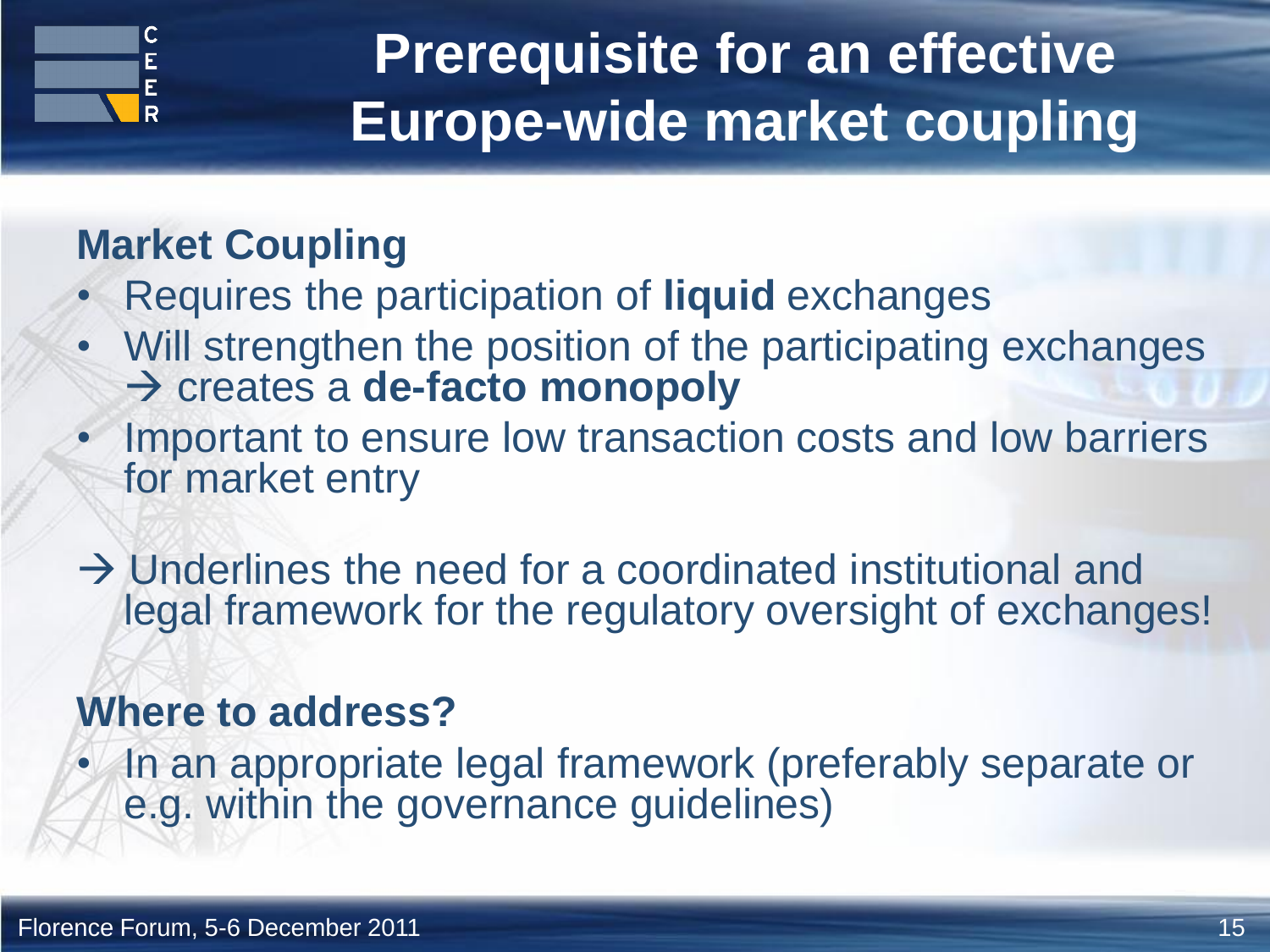# Prerequisite for an effective Europe-wide market coupling

## Market Coupling

- Requires the participation of **liquid** exchanges
- Will strengthen the position of the participating exchanges → creates a **de-facto monopoly**
- Important to ensure low transaction costs and low barriers for market entry

→ Underlines the need for a coordinated institutional and legal framework for the regulatory oversight of exchanges!

## Where to address?

- In an appropriate legal framework (preferably separate or e.g. within the governance guidelines)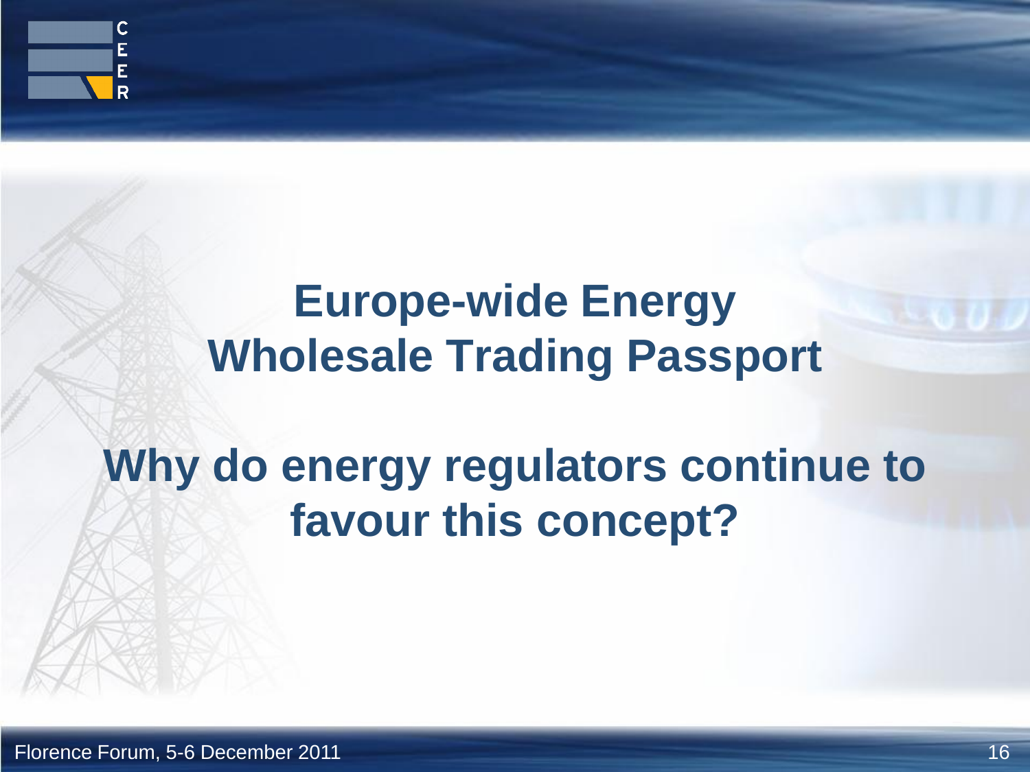# Europe-wide Energy Wholesale Trading Passport

## Why do energy regulators continue to favour this concept?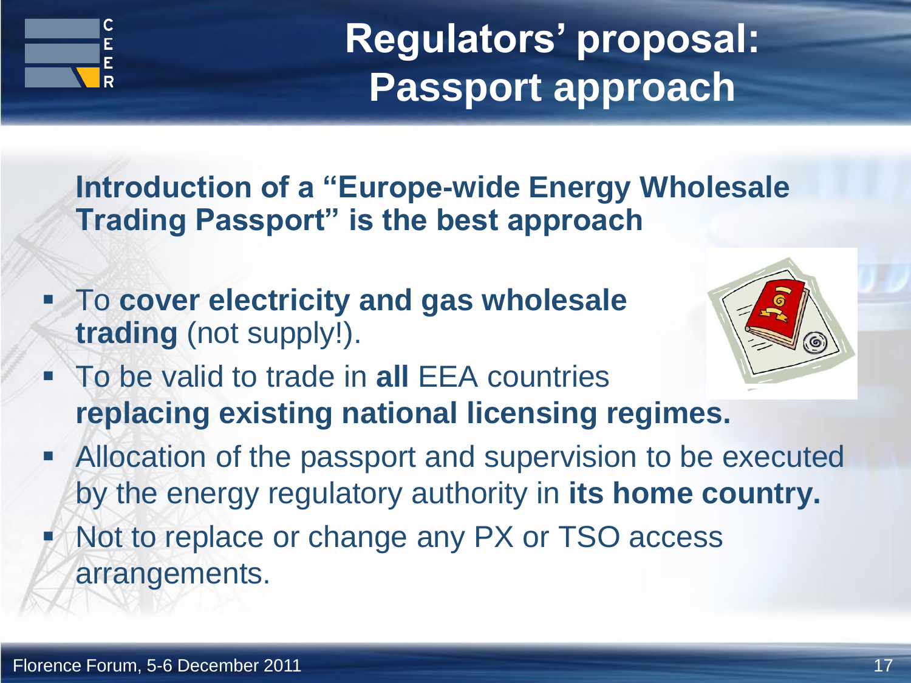# Regulators' proposal: Passport approach

**Introduction of a "Europe-wide Energy Wholesale Trading Passport" is the best approach**

- To **cover electricity and gas wholesale trading** (not supply!).
- To be valid to trade in **all** EEA countries **replacing existing national licensing regimes.**
- Allocation of the passport and supervision to be executed by the energy regulatory authority in **its home country.**
- Not to replace or change any PX or TSO access arrangements.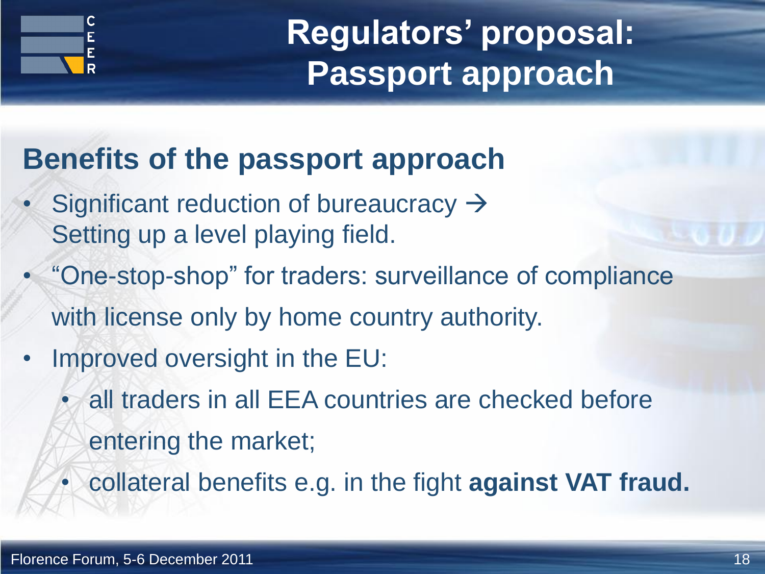# Regulators' proposal: Passport approach

## Benefits of the passport approach

- Significant reduction of bureaucracy → Setting up a level playing field.
- "One-stop-shop" for traders: surveillance of compliance with license only by home country authority.
- Improved oversight in the EU:
  - all traders in all EEA countries are checked before entering the market;
  - collateral benefits e.g. in the fight **against VAT fraud.**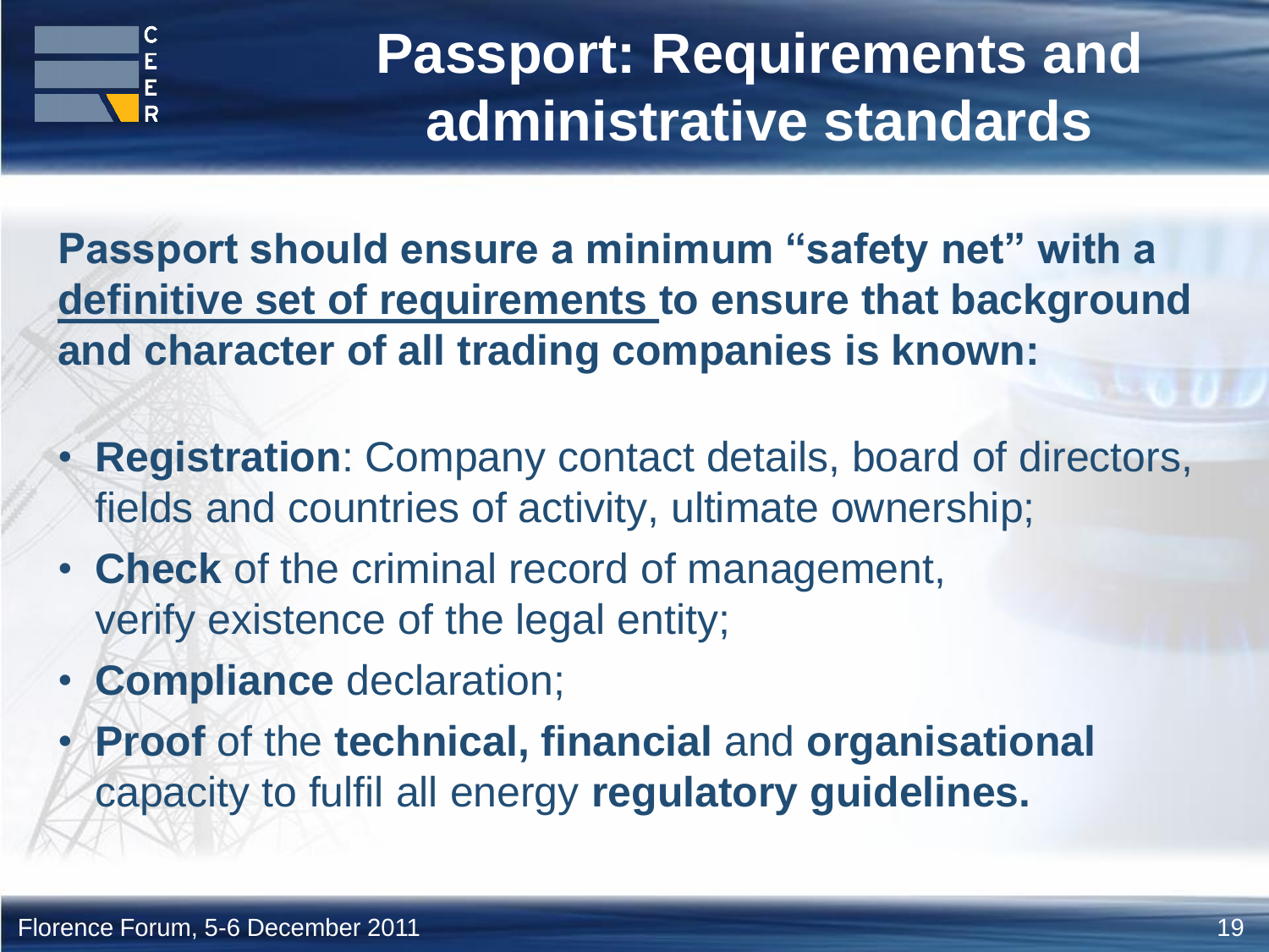# Passport: Requirements and administrative standards

**Passport should ensure a minimum "safety net" with a <u>definitive set of requirements</u> to ensure that background and character of all trading companies is known:**

- **Registration**: Company contact details, board of directors, fields and countries of activity, ultimate ownership;
- **Check** of the criminal record of management, verify existence of the legal entity;
- **Compliance** declaration;
- **Proof** of the **technical, financial** and **organisational** capacity to fulfil all energy **regulatory guidelines.**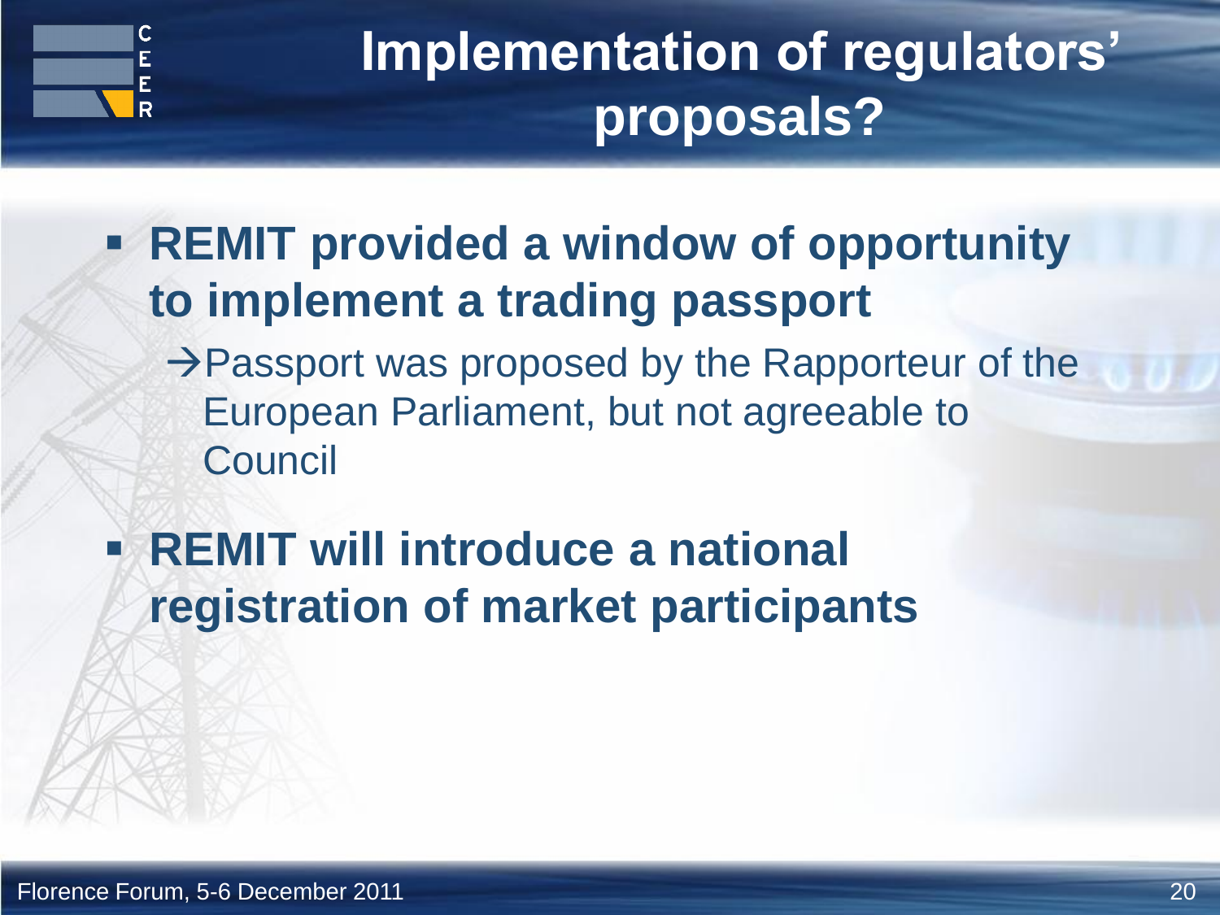# Implementation of regulators' proposals?

- **REMIT provided a window of opportunity to implement a trading passport**
  - →Passport was proposed by the Rapporteur of the European Parliament, but not agreeable to Council
- **REMIT will introduce a national registration of market participants**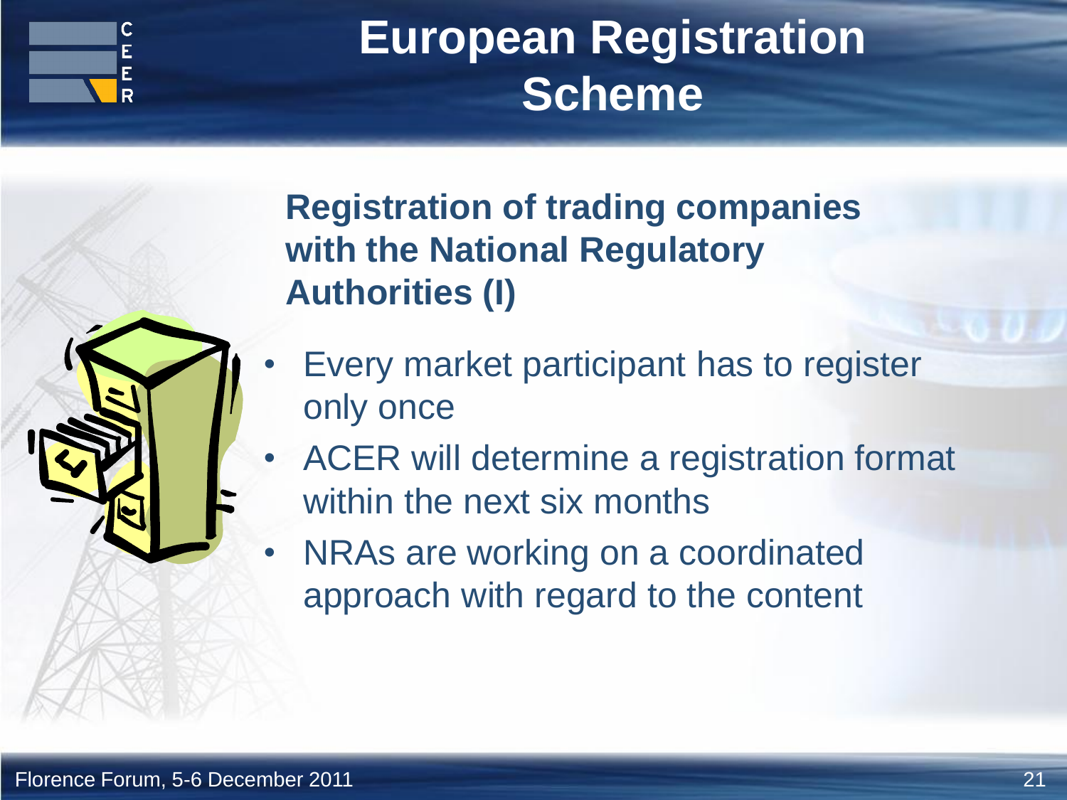# European Registration Scheme

## Registration of trading companies with the National Regulatory Authorities (I)

- Every market participant has to register only once
- ACER will determine a registration format within the next six months
- NRAs are working on a coordinated approach with regard to the content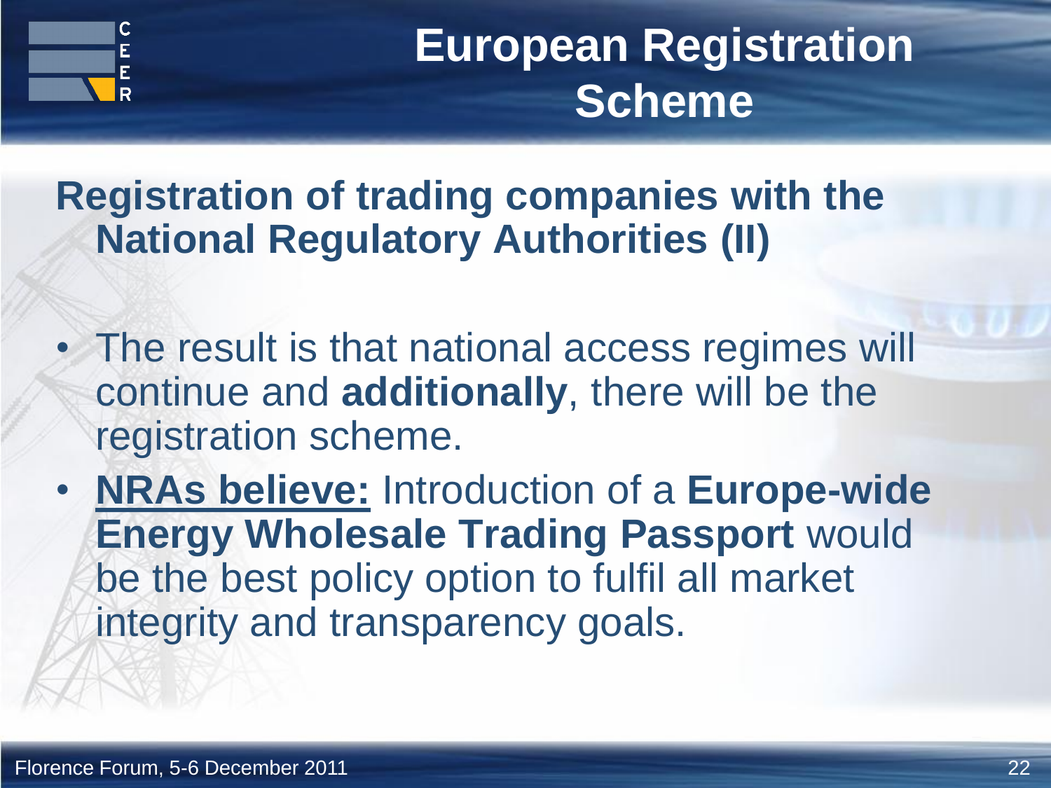# European Registration Scheme

## Registration of trading companies with the National Regulatory Authorities (II)

- The result is that national access regimes will continue and **additionally**, there will be the registration scheme.
- **NRAs believe:** Introduction of a **Europe-wide Energy Wholesale Trading Passport** would be the best policy option to fulfil all market integrity and transparency goals.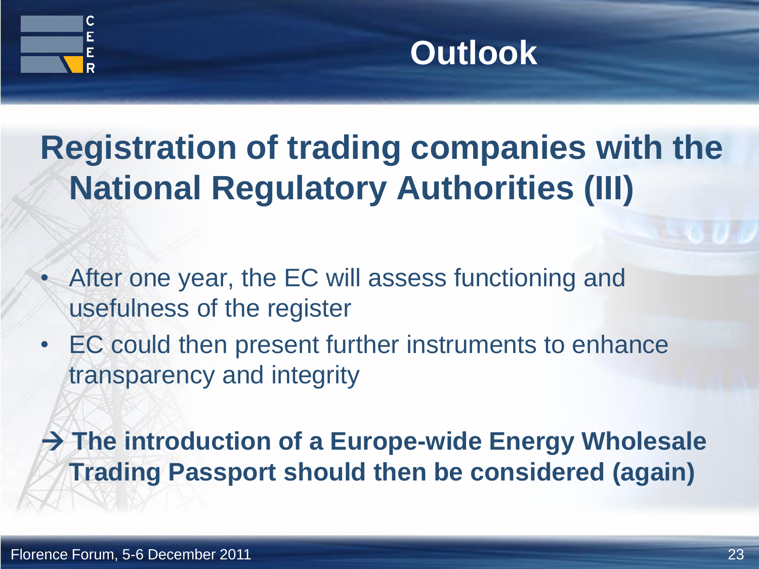# Outlook

## Registration of trading companies with the National Regulatory Authorities (III)

- After one year, the EC will assess functioning and usefulness of the register
- EC could then present further instruments to enhance transparency and integrity

**→ The introduction of a Europe-wide Energy Wholesale Trading Passport should then be considered (again)**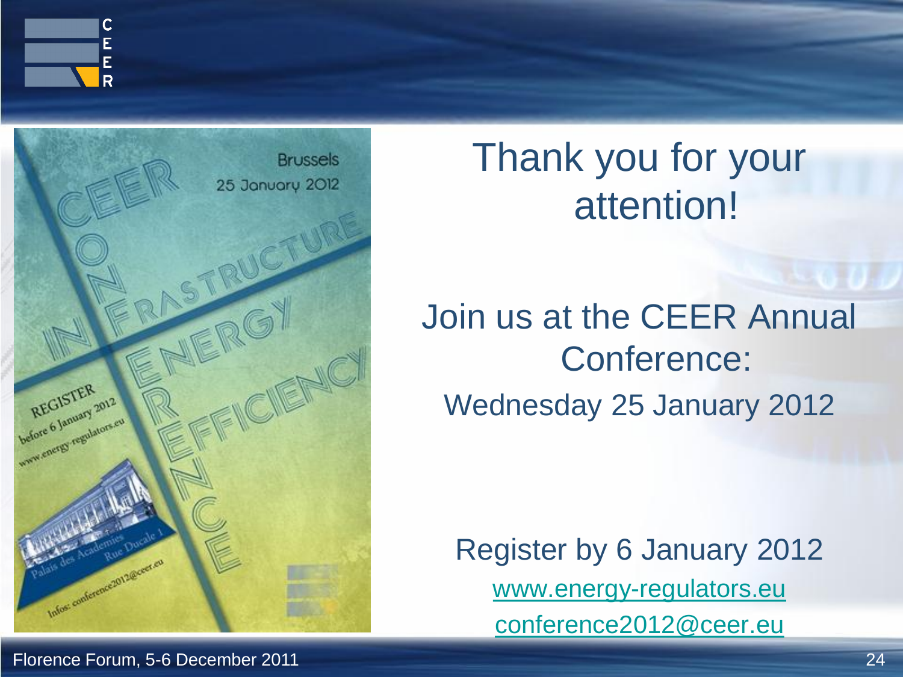# Thank you for your attention!

## Join us at the CEER Annual Conference:

Wednesday 25 January 2012

Register by 6 January 2012

www.energy-regulators.eu

conference2012@ceer.eu